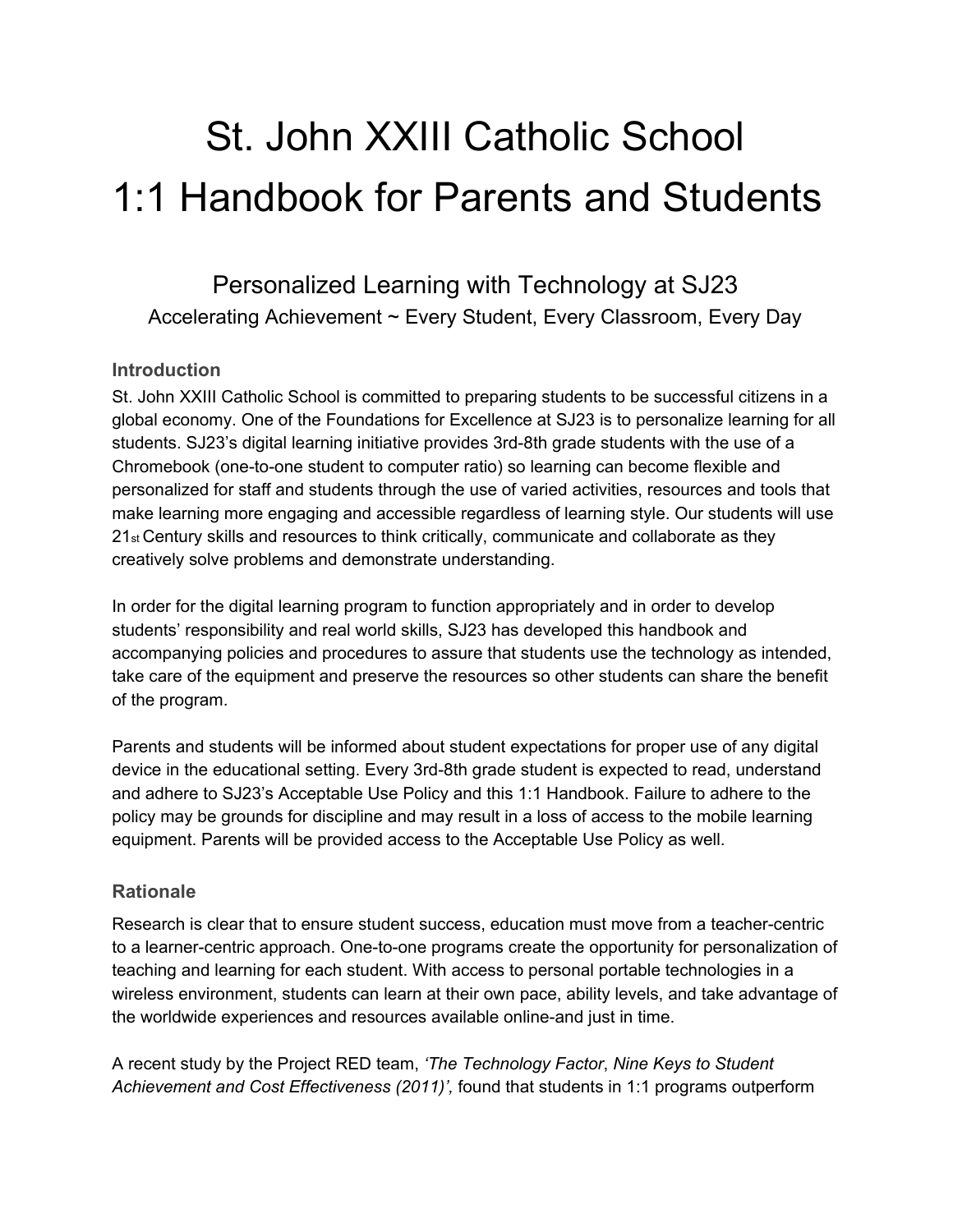# St. John XXIII Catholic School
# 1:1 Handbook for Parents and Students

## Personalized Learning with Technology at SJ23

Accelerating Achievement ~ Every Student, Every Classroom, Every Day

### Introduction

St. John XXIII Catholic School is committed to preparing students to be successful citizens in a global economy. One of the Foundations for Excellence at SJ23 is to personalize learning for all students. SJ23's digital learning initiative provides 3rd-8th grade students with the use of a Chromebook (one-to-one student to computer ratio) so learning can become flexible and personalized for staff and students through the use of varied activities, resources and tools that make learning more engaging and accessible regardless of learning style. Our students will use 21st Century skills and resources to think critically, communicate and collaborate as they creatively solve problems and demonstrate understanding.

In order for the digital learning program to function appropriately and in order to develop students' responsibility and real world skills, SJ23 has developed this handbook and accompanying policies and procedures to assure that students use the technology as intended, take care of the equipment and preserve the resources so other students can share the benefit of the program.

Parents and students will be informed about student expectations for proper use of any digital device in the educational setting. Every 3rd-8th grade student is expected to read, understand and adhere to SJ23's Acceptable Use Policy and this 1:1 Handbook. Failure to adhere to the policy may be grounds for discipline and may result in a loss of access to the mobile learning equipment. Parents will be provided access to the Acceptable Use Policy as well.

### Rationale

Research is clear that to ensure student success, education must move from a teacher-centric to a learner-centric approach. One-to-one programs create the opportunity for personalization of teaching and learning for each student. With access to personal portable technologies in a wireless environment, students can learn at their own pace, ability levels, and take advantage of the worldwide experiences and resources available online-and just in time.

A recent study by the Project RED team, *'The Technology Factor*, *Nine Keys to Student Achievement and Cost Effectiveness (2011)',* found that students in 1:1 programs outperform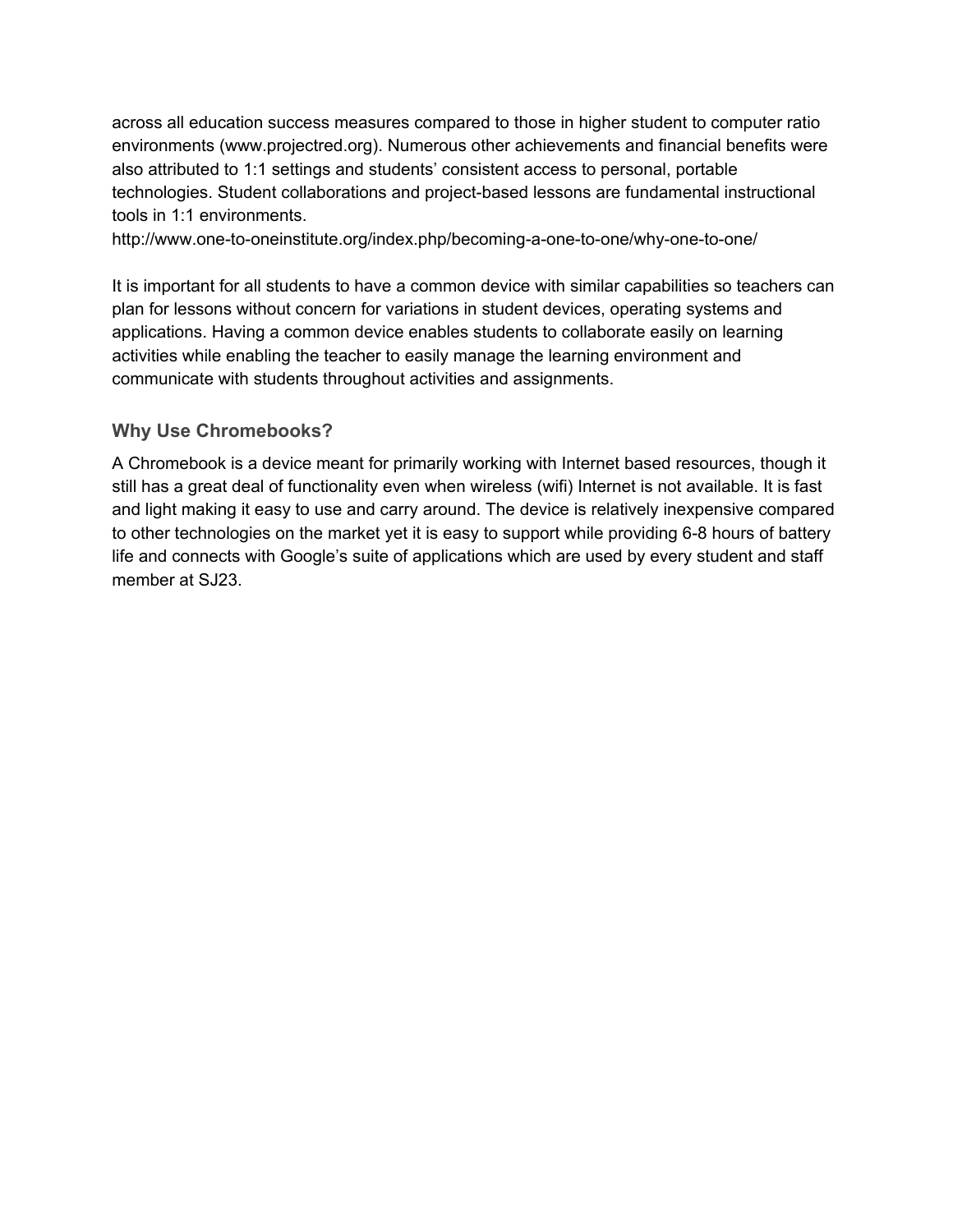across all education success measures compared to those in higher student to computer ratio environments (www.projectred.org). Numerous other achievements and financial benefits were also attributed to 1:1 settings and students' consistent access to personal, portable technologies. Student collaborations and project-based lessons are fundamental instructional tools in 1:1 environments.
http://www.one-to-oneinstitute.org/index.php/becoming-a-one-to-one/why-one-to-one/

It is important for all students to have a common device with similar capabilities so teachers can plan for lessons without concern for variations in student devices, operating systems and applications. Having a common device enables students to collaborate easily on learning activities while enabling the teacher to easily manage the learning environment and communicate with students throughout activities and assignments.

### Why Use Chromebooks?

A Chromebook is a device meant for primarily working with Internet based resources, though it still has a great deal of functionality even when wireless (wifi) Internet is not available. It is fast and light making it easy to use and carry around. The device is relatively inexpensive compared to other technologies on the market yet it is easy to support while providing 6-8 hours of battery life and connects with Google's suite of applications which are used by every student and staff member at SJ23.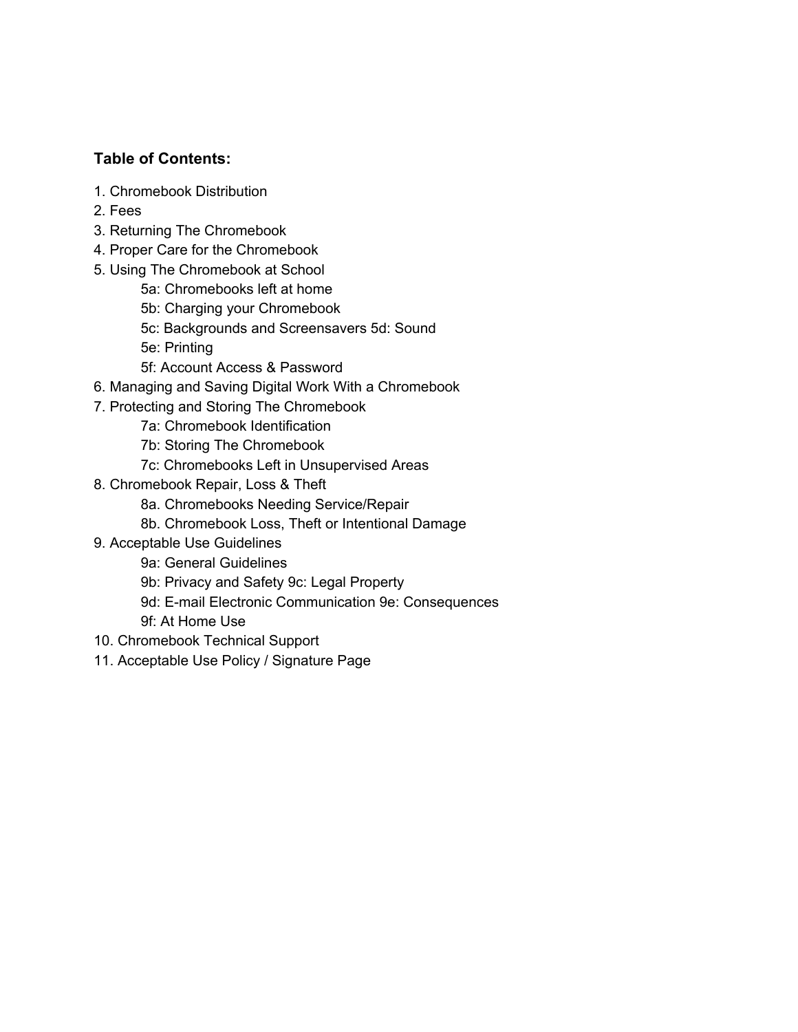**Table of Contents:**

1. Chromebook Distribution
2. Fees
3. Returning The Chromebook
4. Proper Care for the Chromebook
5. Using The Chromebook at School
    - 5a: Chromebooks left at home
    - 5b: Charging your Chromebook
    - 5c: Backgrounds and Screensavers 5d: Sound
    - 5e: Printing
    - 5f: Account Access & Password
6. Managing and Saving Digital Work With a Chromebook
7. Protecting and Storing The Chromebook
    - 7a: Chromebook Identification
    - 7b: Storing The Chromebook
    - 7c: Chromebooks Left in Unsupervised Areas
8. Chromebook Repair, Loss & Theft
    - 8a. Chromebooks Needing Service/Repair
    - 8b. Chromebook Loss, Theft or Intentional Damage
9. Acceptable Use Guidelines
    - 9a: General Guidelines
    - 9b: Privacy and Safety 9c: Legal Property
    - 9d: E-mail Electronic Communication 9e: Consequences
    - 9f: At Home Use
10. Chromebook Technical Support
11. Acceptable Use Policy / Signature Page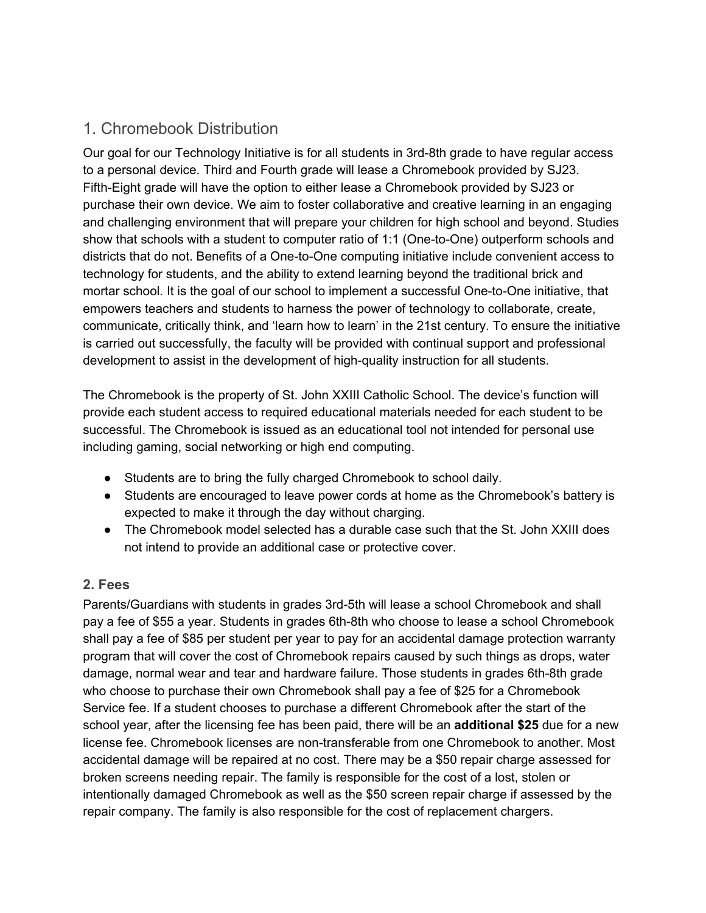## 1. Chromebook Distribution

Our goal for our Technology Initiative is for all students in 3rd-8th grade to have regular access to a personal device. Third and Fourth grade will lease a Chromebook provided by SJ23. Fifth-Eight grade will have the option to either lease a Chromebook provided by SJ23 or purchase their own device. We aim to foster collaborative and creative learning in an engaging and challenging environment that will prepare your children for high school and beyond. Studies show that schools with a student to computer ratio of 1:1 (One-to-One) outperform schools and districts that do not. Benefits of a One-to-One computing initiative include convenient access to technology for students, and the ability to extend learning beyond the traditional brick and mortar school. It is the goal of our school to implement a successful One-to-One initiative, that empowers teachers and students to harness the power of technology to collaborate, create, communicate, critically think, and 'learn how to learn' in the 21st century. To ensure the initiative is carried out successfully, the faculty will be provided with continual support and professional development to assist in the development of high-quality instruction for all students.

The Chromebook is the property of St. John XXIII Catholic School. The device's function will provide each student access to required educational materials needed for each student to be successful. The Chromebook is issued as an educational tool not intended for personal use including gaming, social networking or high end computing.

- Students are to bring the fully charged Chromebook to school daily.
- Students are encouraged to leave power cords at home as the Chromebook's battery is expected to make it through the day without charging.
- The Chromebook model selected has a durable case such that the St. John XXIII does not intend to provide an additional case or protective cover.

### 2. Fees

Parents/Guardians with students in grades 3rd-5th will lease a school Chromebook and shall pay a fee of $55 a year. Students in grades 6th-8th who choose to lease a school Chromebook shall pay a fee of $85 per student per year to pay for an accidental damage protection warranty program that will cover the cost of Chromebook repairs caused by such things as drops, water damage, normal wear and tear and hardware failure. Those students in grades 6th-8th grade who choose to purchase their own Chromebook shall pay a fee of $25 for a Chromebook Service fee. If a student chooses to purchase a different Chromebook after the start of the school year, after the licensing fee has been paid, there will be an **additional $25** due for a new license fee. Chromebook licenses are non-transferable from one Chromebook to another. Most accidental damage will be repaired at no cost. There may be a $50 repair charge assessed for broken screens needing repair. The family is responsible for the cost of a lost, stolen or intentionally damaged Chromebook as well as the $50 screen repair charge if assessed by the repair company. The family is also responsible for the cost of replacement chargers.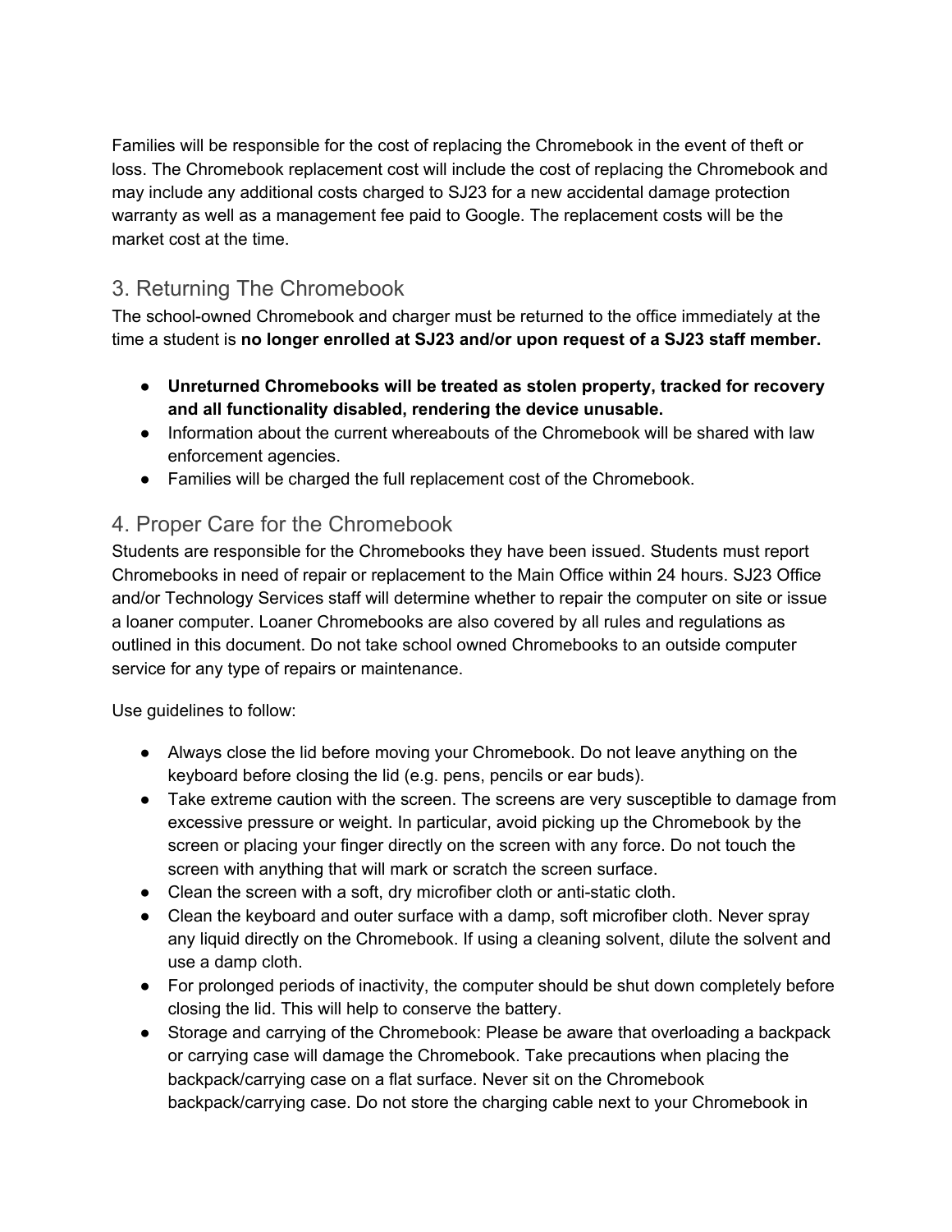Families will be responsible for the cost of replacing the Chromebook in the event of theft or loss. The Chromebook replacement cost will include the cost of replacing the Chromebook and may include any additional costs charged to SJ23 for a new accidental damage protection warranty as well as a management fee paid to Google. The replacement costs will be the market cost at the time.

## 3. Returning The Chromebook

The school-owned Chromebook and charger must be returned to the office immediately at the time a student is **no longer enrolled at SJ23 and/or upon request of a SJ23 staff member.**

- **Unreturned Chromebooks will be treated as stolen property, tracked for recovery and all functionality disabled, rendering the device unusable.**
- Information about the current whereabouts of the Chromebook will be shared with law enforcement agencies.
- Families will be charged the full replacement cost of the Chromebook.

## 4. Proper Care for the Chromebook

Students are responsible for the Chromebooks they have been issued. Students must report Chromebooks in need of repair or replacement to the Main Office within 24 hours. SJ23 Office and/or Technology Services staff will determine whether to repair the computer on site or issue a loaner computer. Loaner Chromebooks are also covered by all rules and regulations as outlined in this document. Do not take school owned Chromebooks to an outside computer service for any type of repairs or maintenance.

Use guidelines to follow:

- Always close the lid before moving your Chromebook. Do not leave anything on the keyboard before closing the lid (e.g. pens, pencils or ear buds).
- Take extreme caution with the screen. The screens are very susceptible to damage from excessive pressure or weight. In particular, avoid picking up the Chromebook by the screen or placing your finger directly on the screen with any force. Do not touch the screen with anything that will mark or scratch the screen surface.
- Clean the screen with a soft, dry microfiber cloth or anti-static cloth.
- Clean the keyboard and outer surface with a damp, soft microfiber cloth. Never spray any liquid directly on the Chromebook. If using a cleaning solvent, dilute the solvent and use a damp cloth.
- For prolonged periods of inactivity, the computer should be shut down completely before closing the lid. This will help to conserve the battery.
- Storage and carrying of the Chromebook: Please be aware that overloading a backpack or carrying case will damage the Chromebook. Take precautions when placing the backpack/carrying case on a flat surface. Never sit on the Chromebook backpack/carrying case. Do not store the charging cable next to your Chromebook in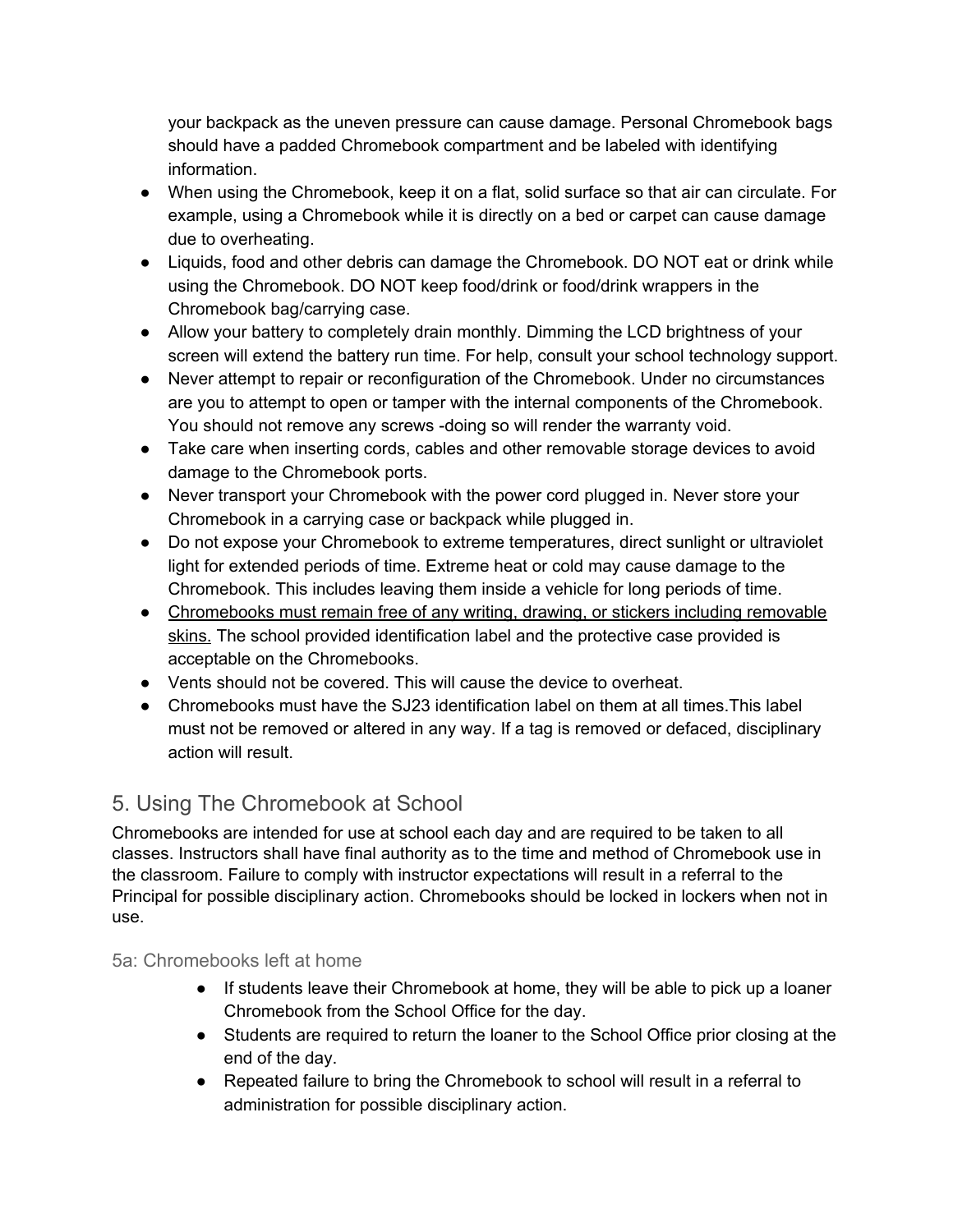your backpack as the uneven pressure can cause damage. Personal Chromebook bags should have a padded Chromebook compartment and be labeled with identifying information.

- When using the Chromebook, keep it on a flat, solid surface so that air can circulate. For example, using a Chromebook while it is directly on a bed or carpet can cause damage due to overheating.
- Liquids, food and other debris can damage the Chromebook. DO NOT eat or drink while using the Chromebook. DO NOT keep food/drink or food/drink wrappers in the Chromebook bag/carrying case.
- Allow your battery to completely drain monthly. Dimming the LCD brightness of your screen will extend the battery run time. For help, consult your school technology support.
- Never attempt to repair or reconfiguration of the Chromebook. Under no circumstances are you to attempt to open or tamper with the internal components of the Chromebook. You should not remove any screws -doing so will render the warranty void.
- Take care when inserting cords, cables and other removable storage devices to avoid damage to the Chromebook ports.
- Never transport your Chromebook with the power cord plugged in. Never store your Chromebook in a carrying case or backpack while plugged in.
- Do not expose your Chromebook to extreme temperatures, direct sunlight or ultraviolet light for extended periods of time. Extreme heat or cold may cause damage to the Chromebook. This includes leaving them inside a vehicle for long periods of time.
- <u>Chromebooks must remain free of any writing, drawing, or stickers including removable skins.</u> The school provided identification label and the protective case provided is acceptable on the Chromebooks.
- Vents should not be covered. This will cause the device to overheat.
- Chromebooks must have the SJ23 identification label on them at all times.This label must not be removed or altered in any way. If a tag is removed or defaced, disciplinary action will result.

## 5. Using The Chromebook at School

Chromebooks are intended for use at school each day and are required to be taken to all classes. Instructors shall have final authority as to the time and method of Chromebook use in the classroom. Failure to comply with instructor expectations will result in a referral to the Principal for possible disciplinary action. Chromebooks should be locked in lockers when not in use.

### 5a: Chromebooks left at home

- If students leave their Chromebook at home, they will be able to pick up a loaner Chromebook from the School Office for the day.
- Students are required to return the loaner to the School Office prior closing at the end of the day.
- Repeated failure to bring the Chromebook to school will result in a referral to administration for possible disciplinary action.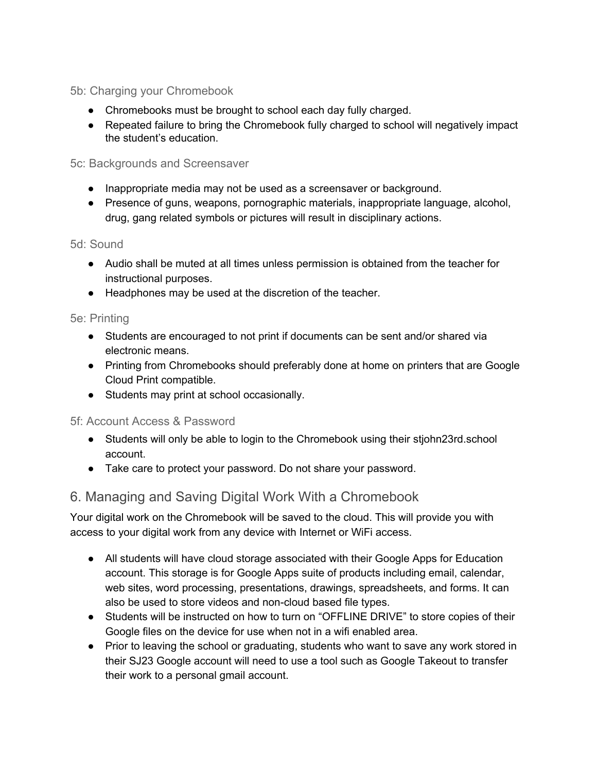### 5b: Charging your Chromebook

- Chromebooks must be brought to school each day fully charged.
- Repeated failure to bring the Chromebook fully charged to school will negatively impact the student's education.

### 5c: Backgrounds and Screensaver

- Inappropriate media may not be used as a screensaver or background.
- Presence of guns, weapons, pornographic materials, inappropriate language, alcohol, drug, gang related symbols or pictures will result in disciplinary actions.

### 5d: Sound

- Audio shall be muted at all times unless permission is obtained from the teacher for instructional purposes.
- Headphones may be used at the discretion of the teacher.

### 5e: Printing

- Students are encouraged to not print if documents can be sent and/or shared via electronic means.
- Printing from Chromebooks should preferably done at home on printers that are Google Cloud Print compatible.
- Students may print at school occasionally.

### 5f: Account Access & Password

- Students will only be able to login to the Chromebook using their stjohn23rd.school account.
- Take care to protect your password. Do not share your password.

## 6. Managing and Saving Digital Work With a Chromebook

Your digital work on the Chromebook will be saved to the cloud. This will provide you with access to your digital work from any device with Internet or WiFi access.

- All students will have cloud storage associated with their Google Apps for Education account. This storage is for Google Apps suite of products including email, calendar, web sites, word processing, presentations, drawings, spreadsheets, and forms. It can also be used to store videos and non-cloud based file types.
- Students will be instructed on how to turn on "OFFLINE DRIVE" to store copies of their Google files on the device for use when not in a wifi enabled area.
- Prior to leaving the school or graduating, students who want to save any work stored in their SJ23 Google account will need to use a tool such as Google Takeout to transfer their work to a personal gmail account.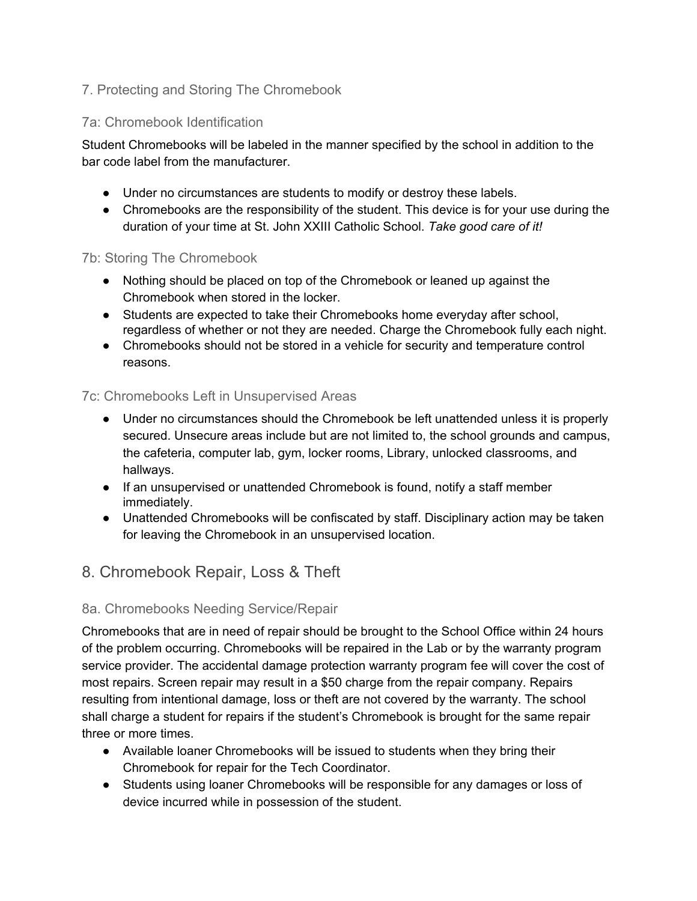### 7. Protecting and Storing The Chromebook

### 7a: Chromebook Identification

Student Chromebooks will be labeled in the manner specified by the school in addition to the bar code label from the manufacturer.

- Under no circumstances are students to modify or destroy these labels.
- Chromebooks are the responsibility of the student. This device is for your use during the duration of your time at St. John XXIII Catholic School. *Take good care of it!*

### 7b: Storing The Chromebook

- Nothing should be placed on top of the Chromebook or leaned up against the Chromebook when stored in the locker.
- Students are expected to take their Chromebooks home everyday after school, regardless of whether or not they are needed. Charge the Chromebook fully each night.
- Chromebooks should not be stored in a vehicle for security and temperature control reasons.

### 7c: Chromebooks Left in Unsupervised Areas

- Under no circumstances should the Chromebook be left unattended unless it is properly secured. Unsecure areas include but are not limited to, the school grounds and campus, the cafeteria, computer lab, gym, locker rooms, Library, unlocked classrooms, and hallways.
- If an unsupervised or unattended Chromebook is found, notify a staff member immediately.
- Unattended Chromebooks will be confiscated by staff. Disciplinary action may be taken for leaving the Chromebook in an unsupervised location.

## 8. Chromebook Repair, Loss & Theft

### 8a. Chromebooks Needing Service/Repair

Chromebooks that are in need of repair should be brought to the School Office within 24 hours of the problem occurring. Chromebooks will be repaired in the Lab or by the warranty program service provider. The accidental damage protection warranty program fee will cover the cost of most repairs. Screen repair may result in a $50 charge from the repair company. Repairs resulting from intentional damage, loss or theft are not covered by the warranty. The school shall charge a student for repairs if the student's Chromebook is brought for the same repair three or more times.

- Available loaner Chromebooks will be issued to students when they bring their Chromebook for repair for the Tech Coordinator.
- Students using loaner Chromebooks will be responsible for any damages or loss of device incurred while in possession of the student.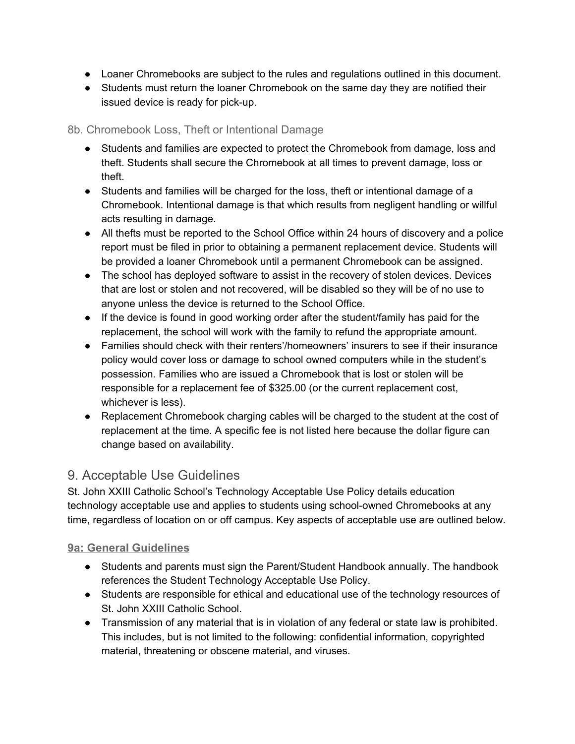- Loaner Chromebooks are subject to the rules and regulations outlined in this document.
- Students must return the loaner Chromebook on the same day they are notified their issued device is ready for pick-up.

### 8b. Chromebook Loss, Theft or Intentional Damage

- Students and families are expected to protect the Chromebook from damage, loss and theft. Students shall secure the Chromebook at all times to prevent damage, loss or theft.
- Students and families will be charged for the loss, theft or intentional damage of a Chromebook. Intentional damage is that which results from negligent handling or willful acts resulting in damage.
- All thefts must be reported to the School Office within 24 hours of discovery and a police report must be filed in prior to obtaining a permanent replacement device. Students will be provided a loaner Chromebook until a permanent Chromebook can be assigned.
- The school has deployed software to assist in the recovery of stolen devices. Devices that are lost or stolen and not recovered, will be disabled so they will be of no use to anyone unless the device is returned to the School Office.
- If the device is found in good working order after the student/family has paid for the replacement, the school will work with the family to refund the appropriate amount.
- Families should check with their renters'/homeowners' insurers to see if their insurance policy would cover loss or damage to school owned computers while in the student's possession. Families who are issued a Chromebook that is lost or stolen will be responsible for a replacement fee of $325.00 (or the current replacement cost, whichever is less).
- Replacement Chromebook charging cables will be charged to the student at the cost of replacement at the time. A specific fee is not listed here because the dollar figure can change based on availability.

## 9. Acceptable Use Guidelines

St. John XXIII Catholic School's Technology Acceptable Use Policy details education technology acceptable use and applies to students using school-owned Chromebooks at any time, regardless of location on or off campus. Key aspects of acceptable use are outlined below.

### 9a: General Guidelines

- Students and parents must sign the Parent/Student Handbook annually. The handbook references the Student Technology Acceptable Use Policy.
- Students are responsible for ethical and educational use of the technology resources of St. John XXIII Catholic School.
- Transmission of any material that is in violation of any federal or state law is prohibited. This includes, but is not limited to the following: confidential information, copyrighted material, threatening or obscene material, and viruses.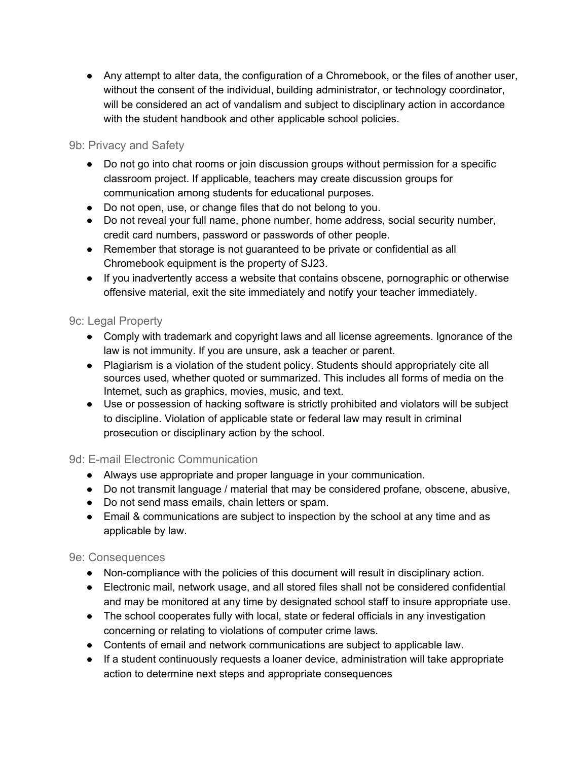- Any attempt to alter data, the configuration of a Chromebook, or the files of another user, without the consent of the individual, building administrator, or technology coordinator, will be considered an act of vandalism and subject to disciplinary action in accordance with the student handbook and other applicable school policies.

### 9b: Privacy and Safety

- Do not go into chat rooms or join discussion groups without permission for a specific classroom project. If applicable, teachers may create discussion groups for communication among students for educational purposes.
- Do not open, use, or change files that do not belong to you.
- Do not reveal your full name, phone number, home address, social security number, credit card numbers, password or passwords of other people.
- Remember that storage is not guaranteed to be private or confidential as all Chromebook equipment is the property of SJ23.
- If you inadvertently access a website that contains obscene, pornographic or otherwise offensive material, exit the site immediately and notify your teacher immediately.

### 9c: Legal Property

- Comply with trademark and copyright laws and all license agreements. Ignorance of the law is not immunity. If you are unsure, ask a teacher or parent.
- Plagiarism is a violation of the student policy. Students should appropriately cite all sources used, whether quoted or summarized. This includes all forms of media on the Internet, such as graphics, movies, music, and text.
- Use or possession of hacking software is strictly prohibited and violators will be subject to discipline. Violation of applicable state or federal law may result in criminal prosecution or disciplinary action by the school.

### 9d: E-mail Electronic Communication

- Always use appropriate and proper language in your communication.
- Do not transmit language / material that may be considered profane, obscene, abusive,
- Do not send mass emails, chain letters or spam.
- Email & communications are subject to inspection by the school at any time and as applicable by law.

### 9e: Consequences

- Non-compliance with the policies of this document will result in disciplinary action.
- Electronic mail, network usage, and all stored files shall not be considered confidential and may be monitored at any time by designated school staff to insure appropriate use.
- The school cooperates fully with local, state or federal officials in any investigation concerning or relating to violations of computer crime laws.
- Contents of email and network communications are subject to applicable law.
- If a student continuously requests a loaner device, administration will take appropriate action to determine next steps and appropriate consequences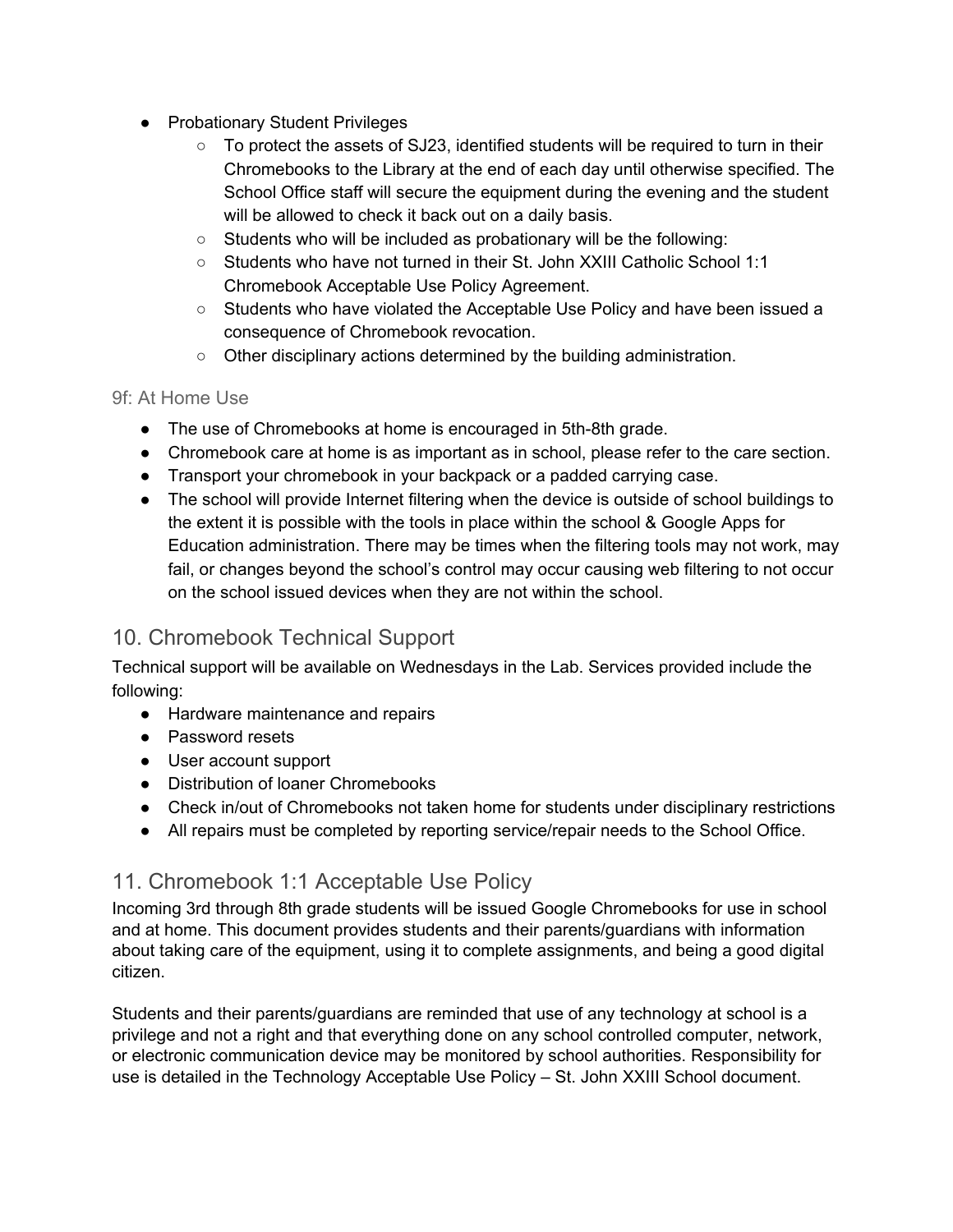- Probationary Student Privileges
    - To protect the assets of SJ23, identified students will be required to turn in their Chromebooks to the Library at the end of each day until otherwise specified. The School Office staff will secure the equipment during the evening and the student will be allowed to check it back out on a daily basis.
    - Students who will be included as probationary will be the following:
    - Students who have not turned in their St. John XXIII Catholic School 1:1 Chromebook Acceptable Use Policy Agreement.
    - Students who have violated the Acceptable Use Policy and have been issued a consequence of Chromebook revocation.
    - Other disciplinary actions determined by the building administration.

### 9f: At Home Use

- The use of Chromebooks at home is encouraged in 5th-8th grade.
- Chromebook care at home is as important as in school, please refer to the care section.
- Transport your chromebook in your backpack or a padded carrying case.
- The school will provide Internet filtering when the device is outside of school buildings to the extent it is possible with the tools in place within the school & Google Apps for Education administration. There may be times when the filtering tools may not work, may fail, or changes beyond the school's control may occur causing web filtering to not occur on the school issued devices when they are not within the school.

## 10. Chromebook Technical Support

Technical support will be available on Wednesdays in the Lab. Services provided include the following:

- Hardware maintenance and repairs
- Password resets
- User account support
- Distribution of loaner Chromebooks
- Check in/out of Chromebooks not taken home for students under disciplinary restrictions
- All repairs must be completed by reporting service/repair needs to the School Office.

## 11. Chromebook 1:1 Acceptable Use Policy

Incoming 3rd through 8th grade students will be issued Google Chromebooks for use in school and at home. This document provides students and their parents/guardians with information about taking care of the equipment, using it to complete assignments, and being a good digital citizen.

Students and their parents/guardians are reminded that use of any technology at school is a privilege and not a right and that everything done on any school controlled computer, network, or electronic communication device may be monitored by school authorities. Responsibility for use is detailed in the Technology Acceptable Use Policy – St. John XXIII School document.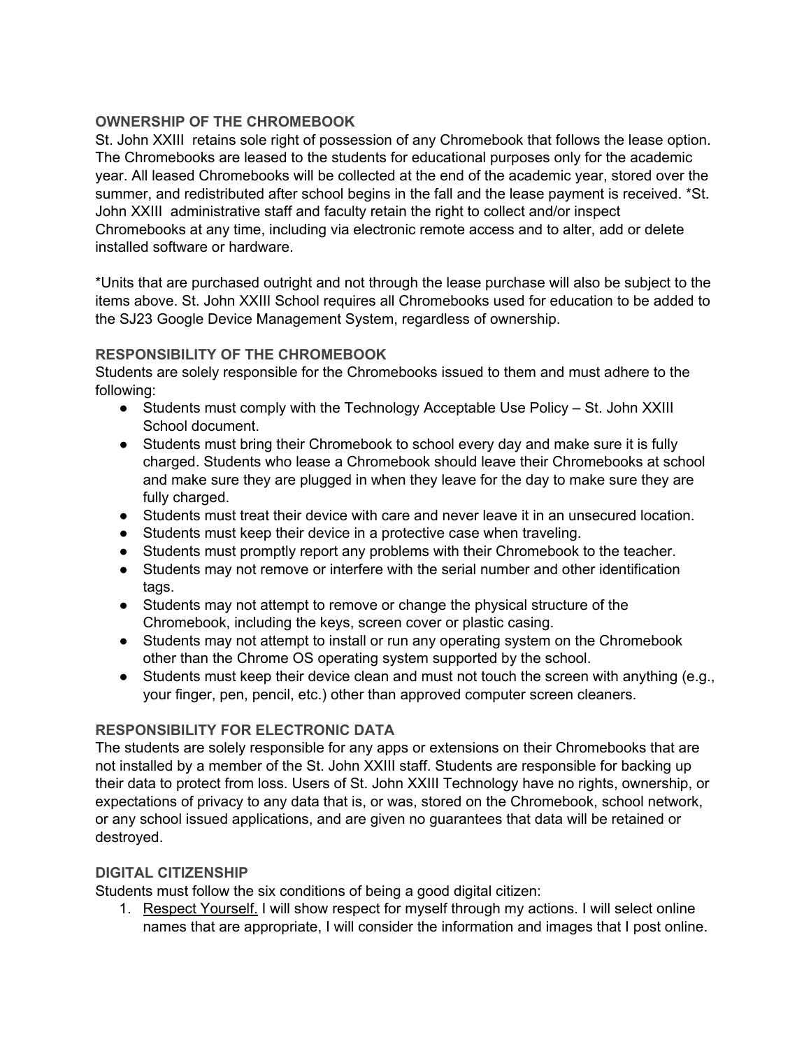### OWNERSHIP OF THE CHROMEBOOK

St. John XXIII retains sole right of possession of any Chromebook that follows the lease option. The Chromebooks are leased to the students for educational purposes only for the academic year. All leased Chromebooks will be collected at the end of the academic year, stored over the summer, and redistributed after school begins in the fall and the lease payment is received. *St. John XXIII administrative staff and faculty retain the right to collect and/or inspect Chromebooks at any time, including via electronic remote access and to alter, add or delete installed software or hardware.

*Units that are purchased outright and not through the lease purchase will also be subject to the items above. St. John XXIII School requires all Chromebooks used for education to be added to the SJ23 Google Device Management System, regardless of ownership.

### RESPONSIBILITY OF THE CHROMEBOOK

Students are solely responsible for the Chromebooks issued to them and must adhere to the following:

- Students must comply with the Technology Acceptable Use Policy – St. John XXIII School document.
- Students must bring their Chromebook to school every day and make sure it is fully charged. Students who lease a Chromebook should leave their Chromebooks at school and make sure they are plugged in when they leave for the day to make sure they are fully charged.
- Students must treat their device with care and never leave it in an unsecured location.
- Students must keep their device in a protective case when traveling.
- Students must promptly report any problems with their Chromebook to the teacher.
- Students may not remove or interfere with the serial number and other identification tags.
- Students may not attempt to remove or change the physical structure of the Chromebook, including the keys, screen cover or plastic casing.
- Students may not attempt to install or run any operating system on the Chromebook other than the Chrome OS operating system supported by the school.
- Students must keep their device clean and must not touch the screen with anything (e.g., your finger, pen, pencil, etc.) other than approved computer screen cleaners.

### RESPONSIBILITY FOR ELECTRONIC DATA

The students are solely responsible for any apps or extensions on their Chromebooks that are not installed by a member of the St. John XXIII staff. Students are responsible for backing up their data to protect from loss. Users of St. John XXIII Technology have no rights, ownership, or expectations of privacy to any data that is, or was, stored on the Chromebook, school network, or any school issued applications, and are given no guarantees that data will be retained or destroyed.

### DIGITAL CITIZENSHIP

Students must follow the six conditions of being a good digital citizen:

1. Respect Yourself. I will show respect for myself through my actions. I will select online names that are appropriate, I will consider the information and images that I post online.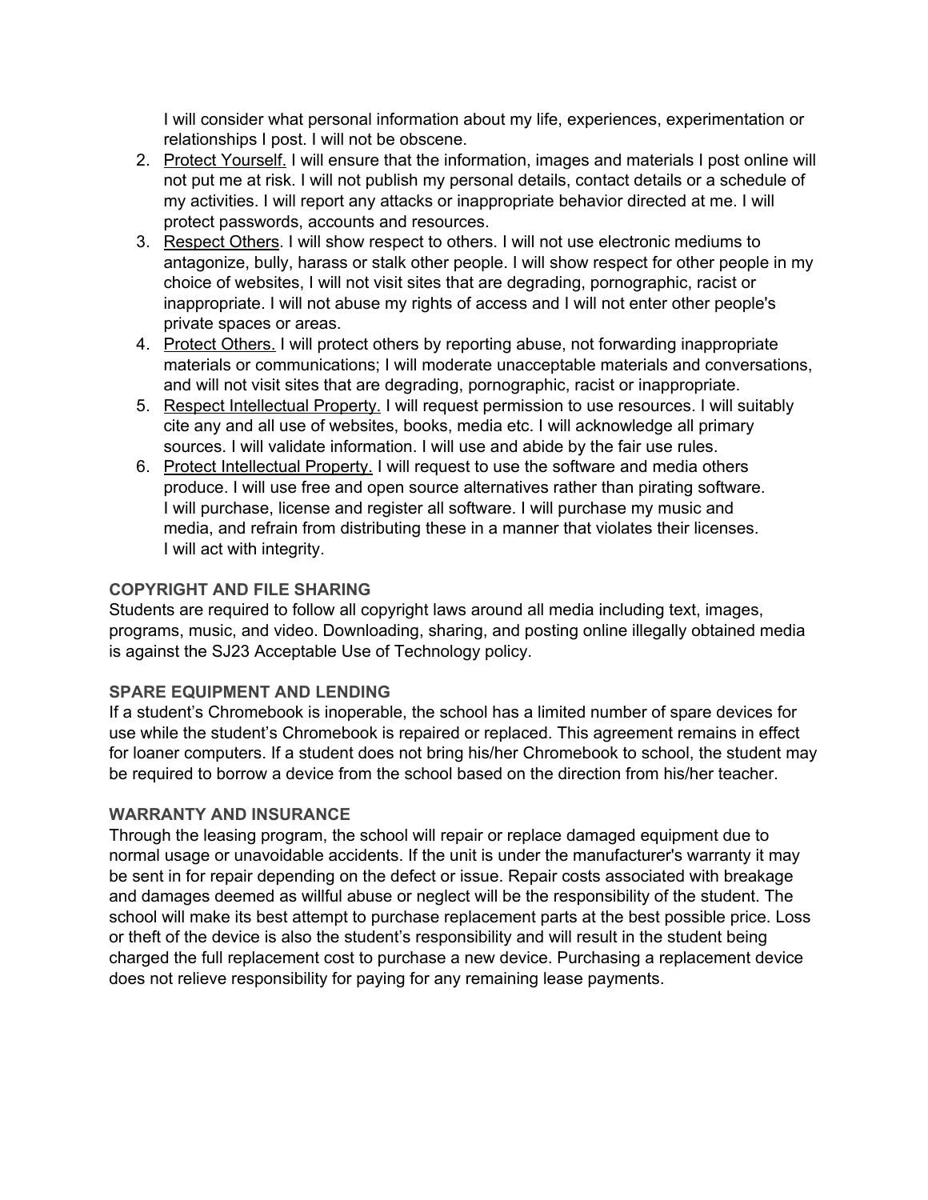I will consider what personal information about my life, experiences, experimentation or relationships I post. I will not be obscene.

2. <u>Protect Yourself.</u> I will ensure that the information, images and materials I post online will not put me at risk. I will not publish my personal details, contact details or a schedule of my activities. I will report any attacks or inappropriate behavior directed at me. I will protect passwords, accounts and resources.
3. <u>Respect Others</u>. I will show respect to others. I will not use electronic mediums to antagonize, bully, harass or stalk other people. I will show respect for other people in my choice of websites, I will not visit sites that are degrading, pornographic, racist or inappropriate. I will not abuse my rights of access and I will not enter other people's private spaces or areas.
4. <u>Protect Others.</u> I will protect others by reporting abuse, not forwarding inappropriate materials or communications; I will moderate unacceptable materials and conversations, and will not visit sites that are degrading, pornographic, racist or inappropriate.
5. <u>Respect Intellectual Property.</u> I will request permission to use resources. I will suitably cite any and all use of websites, books, media etc. I will acknowledge all primary sources. I will validate information. I will use and abide by the fair use rules.
6. <u>Protect Intellectual Property.</u> I will request to use the software and media others produce. I will use free and open source alternatives rather than pirating software. I will purchase, license and register all software. I will purchase my music and media, and refrain from distributing these in a manner that violates their licenses. I will act with integrity.

### COPYRIGHT AND FILE SHARING

Students are required to follow all copyright laws around all media including text, images, programs, music, and video. Downloading, sharing, and posting online illegally obtained media is against the SJ23 Acceptable Use of Technology policy.

### SPARE EQUIPMENT AND LENDING

If a student's Chromebook is inoperable, the school has a limited number of spare devices for use while the student's Chromebook is repaired or replaced. This agreement remains in effect for loaner computers. If a student does not bring his/her Chromebook to school, the student may be required to borrow a device from the school based on the direction from his/her teacher.

### WARRANTY AND INSURANCE

Through the leasing program, the school will repair or replace damaged equipment due to normal usage or unavoidable accidents. If the unit is under the manufacturer's warranty it may be sent in for repair depending on the defect or issue. Repair costs associated with breakage and damages deemed as willful abuse or neglect will be the responsibility of the student. The school will make its best attempt to purchase replacement parts at the best possible price. Loss or theft of the device is also the student's responsibility and will result in the student being charged the full replacement cost to purchase a new device. Purchasing a replacement device does not relieve responsibility for paying for any remaining lease payments.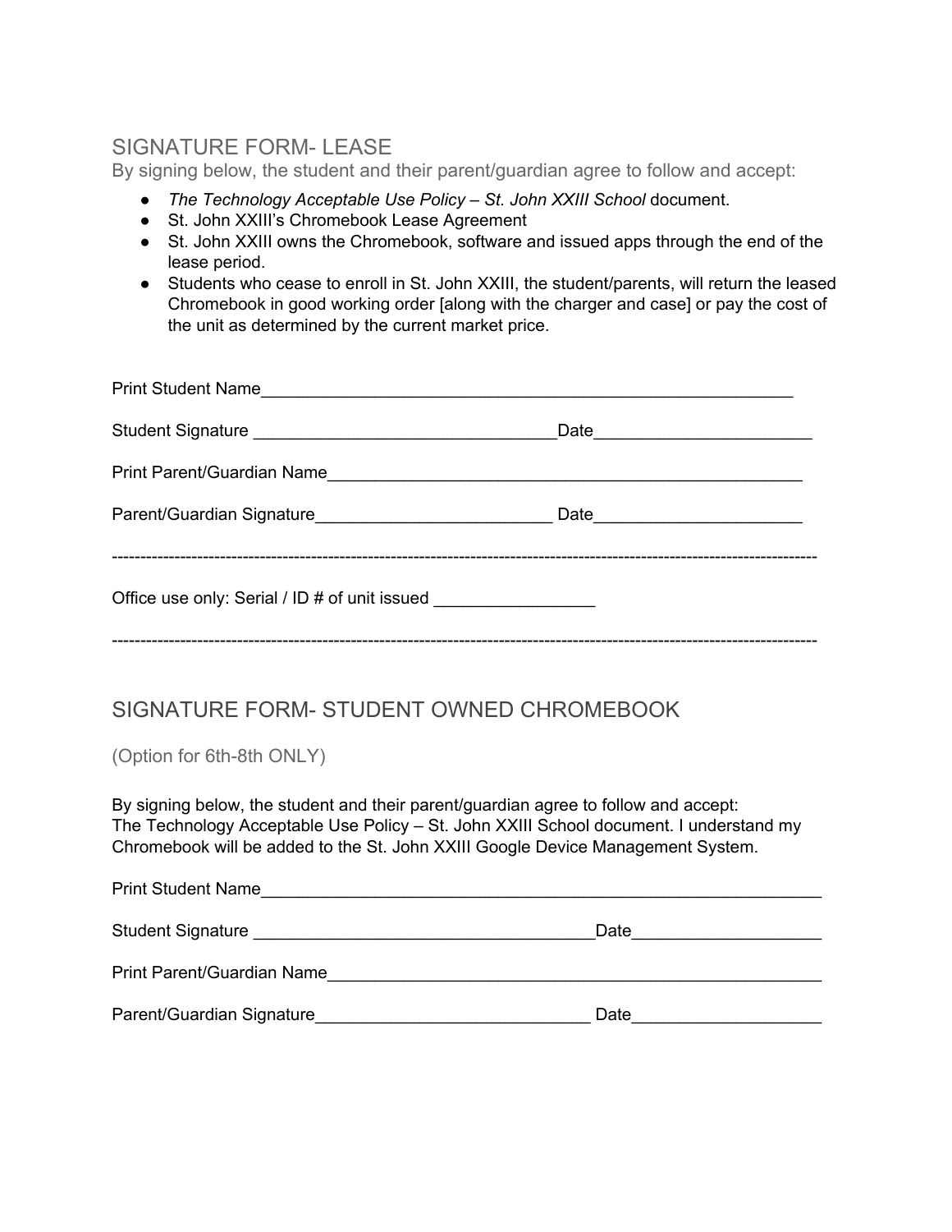## SIGNATURE FORM- LEASE

By signing below, the student and their parent/guardian agree to follow and accept:

- *The Technology Acceptable Use Policy – St. John XXIII School* document.
- St. John XXIII's Chromebook Lease Agreement
- St. John XXIII owns the Chromebook, software and issued apps through the end of the lease period.
- Students who cease to enroll in St. John XXIII, the student/parents, will return the leased Chromebook in good working order [along with the charger and case] or pay the cost of the unit as determined by the current market price.

Print Student Name_____________________________________________________________

Student Signature ________________________________Date______________________

Print Parent/Guardian Name_____________________________________________________

Parent/Guardian Signature_________________________ Date_____________________

--------------------------------------------------------------------------------------------------------------------------

Office use only: Serial / ID # of unit issued _________________

--------------------------------------------------------------------------------------------------------------------------

## SIGNATURE FORM- STUDENT OWNED CHROMEBOOK

(Option for 6th-8th ONLY)

By signing below, the student and their parent/guardian agree to follow and accept:
The Technology Acceptable Use Policy – St. John XXIII School document. I understand my Chromebook will be added to the St. John XXIII Google Device Management System.

Print Student Name_____________________________________________________________

Student Signature ____________________________________Date____________________

Print Parent/Guardian Name______________________________________________________

Parent/Guardian Signature_____________________________ Date____________________